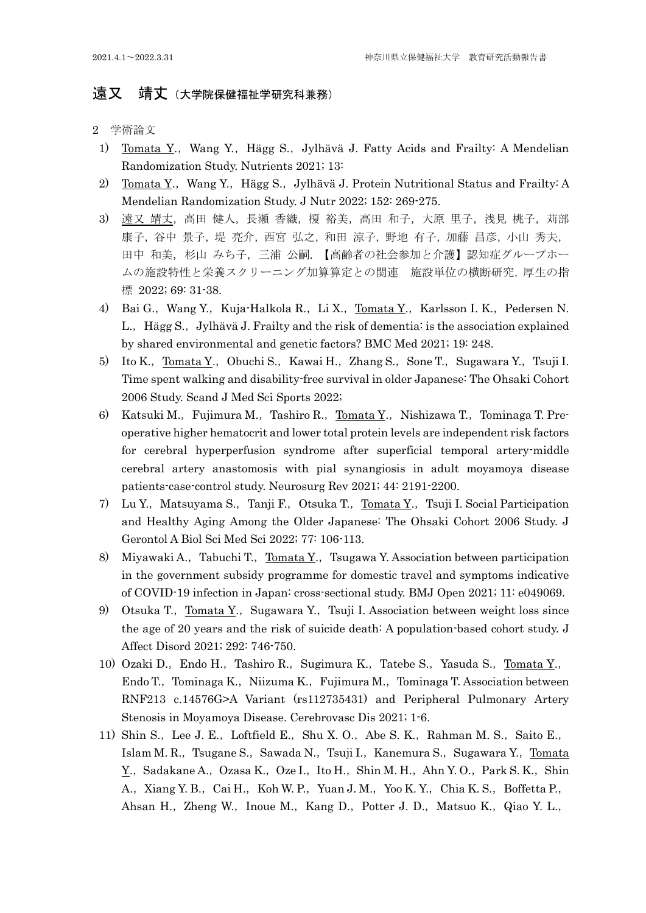## 遠又　靖丈（大学院保健福祉学研究科兼務）

2　学術論文

1) Tomata Y., Wang Y., Hägg S., Jylhävä J. Fatty Acids and Frailty: A Mendelian Randomization Study. Nutrients 2021; 13:
2) Tomata Y., Wang Y., Hägg S., Jylhävä J. Protein Nutritional Status and Frailty: A Mendelian Randomization Study. J Nutr 2022; 152: 269-275.
3) 遠又 靖丈, 高田 健人, 長瀬 香織, 榎 裕美, 高田 和子, 大原 里子, 浅見 桃子, 苅部 康子, 谷中 景子, 堤 亮介, 西宮 弘之, 和田 涼子, 野地 有子, 加藤 昌彦, 小山 秀夫, 田中 和美, 杉山 みち子, 三浦 公嗣. 【高齢者の社会参加と介護】認知症グループホームの施設特性と栄養スクリーニング加算算定との関連　施設単位の横断研究. 厚生の指標 2022; 69: 31-38.
4) Bai G., Wang Y., Kuja-Halkola R., Li X., Tomata Y., Karlsson I. K., Pedersen N. L., Hägg S., Jylhävä J. Frailty and the risk of dementia: is the association explained by shared environmental and genetic factors? BMC Med 2021; 19: 248.
5) Ito K., Tomata Y., Obuchi S., Kawai H., Zhang S., Sone T., Sugawara Y., Tsuji I. Time spent walking and disability-free survival in older Japanese: The Ohsaki Cohort 2006 Study. Scand J Med Sci Sports 2022;
6) Katsuki M., Fujimura M., Tashiro R., Tomata Y., Nishizawa T., Tominaga T. Pre-operative higher hematocrit and lower total protein levels are independent risk factors for cerebral hyperperfusion syndrome after superficial temporal artery-middle cerebral artery anastomosis with pial synangiosis in adult moyamoya disease patients-case-control study. Neurosurg Rev 2021; 44: 2191-2200.
7) Lu Y., Matsuyama S., Tanji F., Otsuka T., Tomata Y., Tsuji I. Social Participation and Healthy Aging Among the Older Japanese: The Ohsaki Cohort 2006 Study. J Gerontol A Biol Sci Med Sci 2022; 77: 106-113.
8) Miyawaki A., Tabuchi T., Tomata Y., Tsugawa Y. Association between participation in the government subsidy programme for domestic travel and symptoms indicative of COVID-19 infection in Japan: cross-sectional study. BMJ Open 2021; 11: e049069.
9) Otsuka T., Tomata Y., Sugawara Y., Tsuji I. Association between weight loss since the age of 20 years and the risk of suicide death: A population-based cohort study. J Affect Disord 2021; 292: 746-750.
10) Ozaki D., Endo H., Tashiro R., Sugimura K., Tatebe S., Yasuda S., Tomata Y., Endo T., Tominaga K., Niizuma K., Fujimura M., Tominaga T. Association between RNF213 c.14576G>A Variant (rs112735431) and Peripheral Pulmonary Artery Stenosis in Moyamoya Disease. Cerebrovasc Dis 2021; 1-6.
11) Shin S., Lee J. E., Loftfield E., Shu X. O., Abe S. K., Rahman M. S., Saito E., Islam M. R., Tsugane S., Sawada N., Tsuji I., Kanemura S., Sugawara Y., Tomata Y., Sadakane A., Ozasa K., Oze I., Ito H., Shin M. H., Ahn Y. O., Park S. K., Shin A., Xiang Y. B., Cai H., Koh W. P., Yuan J. M., Yoo K. Y., Chia K. S., Boffetta P., Ahsan H., Zheng W., Inoue M., Kang D., Potter J. D., Matsuo K., Qiao Y. L.,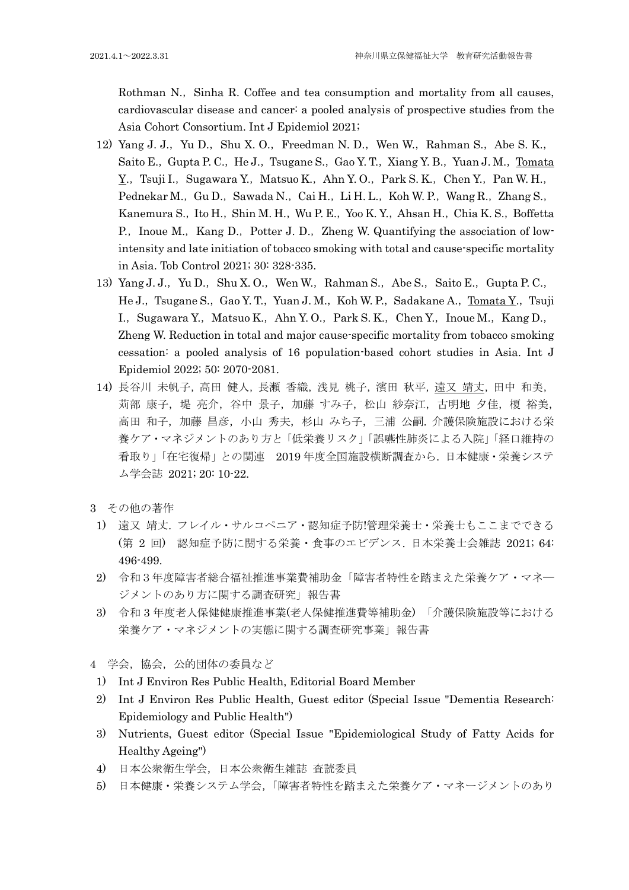Rothman N., Sinha R. Coffee and tea consumption and mortality from all causes, cardiovascular disease and cancer: a pooled analysis of prospective studies from the Asia Cohort Consortium. Int J Epidemiol 2021;

12) Yang J. J., Yu D., Shu X. O., Freedman N. D., Wen W., Rahman S., Abe S. K., Saito E., Gupta P. C., He J., Tsugane S., Gao Y. T., Xiang Y. B., Yuan J. M., Tomata Y., Tsuji I., Sugawara Y., Matsuo K., Ahn Y. O., Park S. K., Chen Y., Pan W. H., Pednekar M., Gu D., Sawada N., Cai H., Li H. L., Koh W. P., Wang R., Zhang S., Kanemura S., Ito H., Shin M. H., Wu P. E., Yoo K. Y., Ahsan H., Chia K. S., Boffetta P., Inoue M., Kang D., Potter J. D., Zheng W. Quantifying the association of low-intensity and late initiation of tobacco smoking with total and cause-specific mortality in Asia. Tob Control 2021; 30: 328-335.

13) Yang J. J., Yu D., Shu X. O., Wen W., Rahman S., Abe S., Saito E., Gupta P. C., He J., Tsugane S., Gao Y. T., Yuan J. M., Koh W. P., Sadakane A., Tomata Y., Tsuji I., Sugawara Y., Matsuo K., Ahn Y. O., Park S. K., Chen Y., Inoue M., Kang D., Zheng W. Reduction in total and major cause-specific mortality from tobacco smoking cessation: a pooled analysis of 16 population-based cohort studies in Asia. Int J Epidemiol 2022; 50: 2070-2081.

14) 長谷川 未帆子, 高田 健人, 長瀬 香織, 浅見 桃子, 濱田 秋平, 遠又 靖丈, 田中 和美, 苅部 康子, 堤 亮介, 谷中 景子, 加藤 すみ子, 松山 紗奈江, 古明地 夕佳, 榎 裕美, 高田 和子, 加藤 昌彦, 小山 秀夫, 杉山 みち子, 三浦 公嗣. 介護保険施設における栄養ケア・マネジメントのあり方と「低栄養リスク」「誤嚥性肺炎による入院」「経口維持の看取り」「在宅復帰」との関連　2019 年度全国施設横断調査から. 日本健康・栄養システム学会誌 2021; 20: 10-22.

3　その他の著作

1) 遠又 靖丈. フレイル・サルコペニア・認知症予防!管理栄養士・栄養士もここまでできる（第 2 回） 認知症予防に関する栄養・食事のエビデンス. 日本栄養士会雑誌 2021; 64: 496-499.
2) 令和 3 年度障害者総合福祉推進事業費補助金「障害者特性を踏まえた栄養ケア・マネ―ジメントのあり方に関する調査研究」報告書
3) 令和 3 年度老人保健健康推進事業(老人保健推進費等補助金) 「介護保険施設等における栄養ケア・マネジメントの実態に関する調査研究事業」報告書

4　学会, 協会, 公的団体の委員など

1) Int J Environ Res Public Health, Editorial Board Member
2) Int J Environ Res Public Health, Guest editor (Special Issue "Dementia Research: Epidemiology and Public Health")
3) Nutrients, Guest editor (Special Issue "Epidemiological Study of Fatty Acids for Healthy Ageing")
4) 日本公衆衛生学会, 日本公衆衛生雑誌 査読委員
5) 日本健康・栄養システム学会, 「障害者特性を踏まえた栄養ケア・マネージメントのあり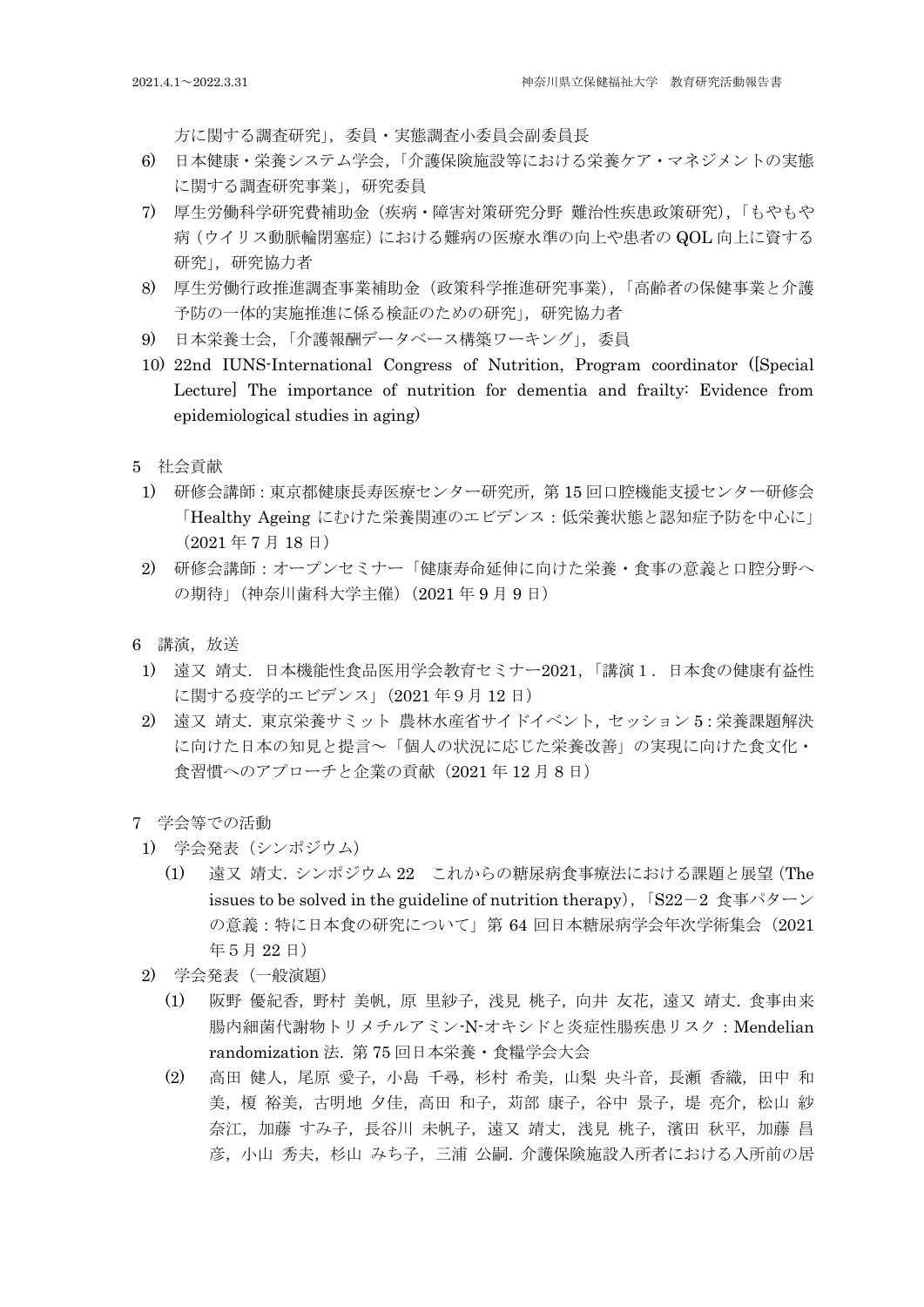方に関する調査研究」，委員・実態調査小委員会副委員長

6) 日本健康・栄養システム学会，「介護保険施設等における栄養ケア・マネジメントの実態に関する調査研究事業」，研究委員
7) 厚生労働科学研究費補助金（疾病・障害対策研究分野 難治性疾患政策研究），「もやもや病（ウイリス動脈輪閉塞症）における難病の医療水準の向上や患者の QOL 向上に資する研究」，研究協力者
8) 厚生労働行政推進調査事業補助金（政策科学推進研究事業），「高齢者の保健事業と介護予防の一体的実施推進に係る検証のための研究」，研究協力者
9) 日本栄養士会，「介護報酬データベース構築ワーキング」，委員
10) 22nd IUNS-International Congress of Nutrition, Program coordinator（[Special Lecture] The importance of nutrition for dementia and frailty: Evidence from epidemiological studies in aging）

5 社会貢献

1) 研修会講師：東京都健康長寿医療センター研究所，第 15 回口腔機能支援センター研修会「Healthy Ageing にむけた栄養関連のエビデンス：低栄養状態と認知症予防を中心に」（2021 年 7 月 18 日）
2) 研修会講師：オープンセミナー「健康寿命延伸に向けた栄養・食事の意義と口腔分野への期待」（神奈川歯科大学主催）（2021 年 9 月 9 日）

6 講演，放送

1) 遠又 靖丈．日本機能性食品医用学会教育セミナー2021，「講演１．日本食の健康有益性に関する疫学的エビデンス」（2021 年 9 月 12 日）
2) 遠又 靖丈．東京栄養サミット 農林水産省サイドイベント，セッション 5：栄養課題解決に向けた日本の知見と提言～「個人の状況に応じた栄養改善」の実現に向けた食文化・食習慣へのアプローチと企業の貢献（2021 年 12 月 8 日）

7 学会等での活動

1) 学会発表（シンポジウム）
   (1) 遠又 靖丈．シンポジウム 22 これからの糖尿病食事療法における課題と展望（The issues to be solved in the guideline of nutrition therapy），「S22－2 食事パターンの意義：特に日本食の研究について」第 64 回日本糖尿病学会年次学術集会（2021 年 5 月 22 日）
2) 学会発表（一般演題）
   (1) 阪野 優紀香，野村 美帆，原 里紗子，浅見 桃子，向井 友花，遠又 靖丈．食事由来腸内細菌代謝物トリメチルアミン-N-オキシドと炎症性腸疾患リスク：Mendelian randomization 法．第 75 回日本栄養・食糧学会大会
   (2) 高田 健人，尾原 愛子，小島 千尋，杉村 希美，山梨 央斗音，長瀬 香織，田中 和美，榎 裕美，古明地 夕佳，高田 和子，苅部 康子，谷中 景子，堤 亮介，松山 紗奈江，加藤 すみ子，長谷川 未帆子，遠又 靖丈，浅見 桃子，濱田 秋平，加藤 昌彦，小山 秀夫，杉山 みち子，三浦 公嗣．介護保険施設入所者における入所前の居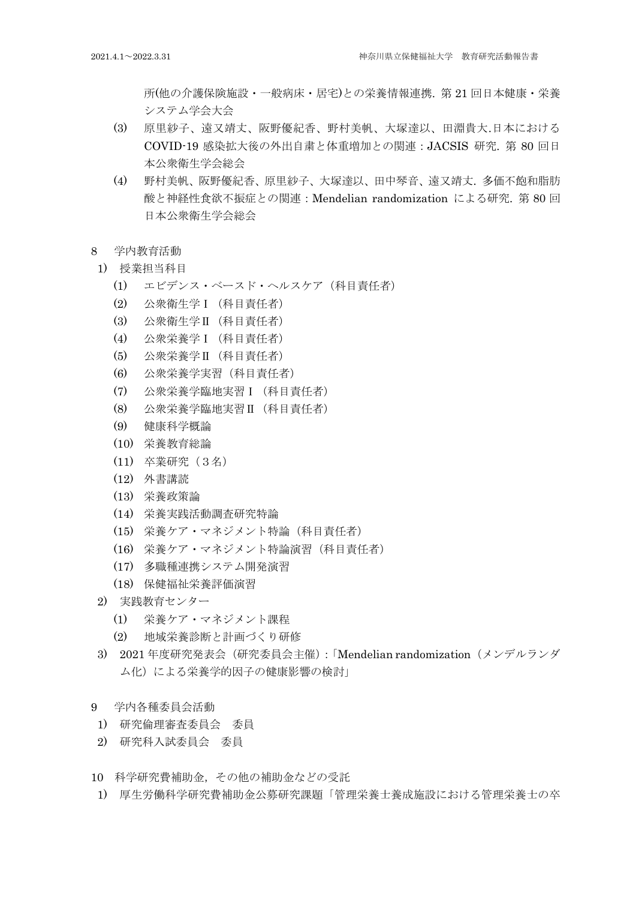所(他の介護保険施設・一般病床・居宅)との栄養情報連携. 第 21 回日本健康・栄養システム学会大会

(3) 原里紗子、遠又靖丈、阪野優紀香、野村美帆、大塚達以、田淵貴大.日本における COVID-19 感染拡大後の外出自粛と体重増加との関連：JACSIS 研究. 第 80 回日本公衆衛生学会総会

(4) 野村美帆、阪野優紀香、原里紗子、大塚達以、田中琴音、遠又靖丈. 多価不飽和脂肪酸と神経性食欲不振症との関連：Mendelian randomization による研究. 第 80 回日本公衆衛生学会総会

8　学内教育活動

1) 授業担当科目

(1) エビデンス・ベースド・ヘルスケア（科目責任者）
(2) 公衆衛生学Ⅰ（科目責任者）
(3) 公衆衛生学Ⅱ（科目責任者）
(4) 公衆栄養学Ⅰ（科目責任者）
(5) 公衆栄養学Ⅱ（科目責任者）
(6) 公衆栄養学実習（科目責任者）
(7) 公衆栄養学臨地実習Ⅰ（科目責任者）
(8) 公衆栄養学臨地実習Ⅱ（科目責任者）
(9) 健康科学概論
(10) 栄養教育総論
(11) 卒業研究（３名）
(12) 外書講読
(13) 栄養政策論
(14) 栄養実践活動調査研究特論
(15) 栄養ケア・マネジメント特論（科目責任者）
(16) 栄養ケア・マネジメント特論演習（科目責任者）
(17) 多職種連携システム開発演習
(18) 保健福祉栄養評価演習

2) 実践教育センター

(1) 栄養ケア・マネジメント課程
(2) 地域栄養診断と計画づくり研修

3) 2021 年度研究発表会（研究委員会主催）:「Mendelian randomization（メンデルランダム化）による栄養学的因子の健康影響の検討」

9　学内各種委員会活動

1) 研究倫理審査委員会　委員
2) 研究科入試委員会　委員

10　科学研究費補助金，その他の補助金などの受託

1) 厚生労働科学研究費補助金公募研究課題「管理栄養士養成施設における管理栄養士の卒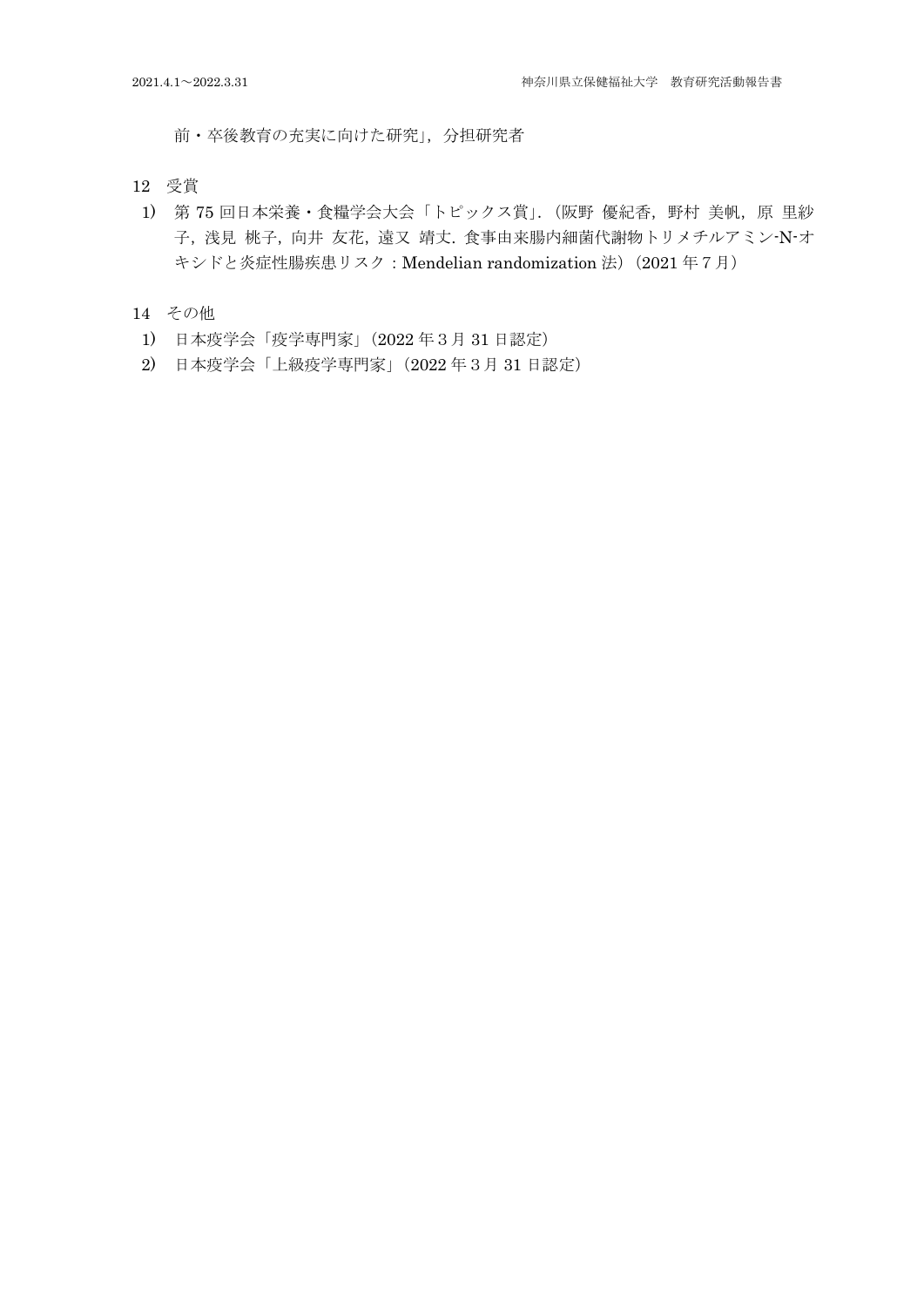前・卒後教育の充実に向けた研究」，分担研究者

12　受賞

1）第 75 回日本栄養・食糧学会大会「トピックス賞」．（阪野 優紀香，野村 美帆，原 里紗子，浅見 桃子，向井 友花，遠又 靖丈．食事由来腸内細菌代謝物トリメチルアミン-N-オキシドと炎症性腸疾患リスク：Mendelian randomization 法）（2021 年 7 月）

14　その他

1）日本疫学会「疫学専門家」（2022 年 3 月 31 日認定）

2）日本疫学会「上級疫学専門家」（2022 年 3 月 31 日認定）